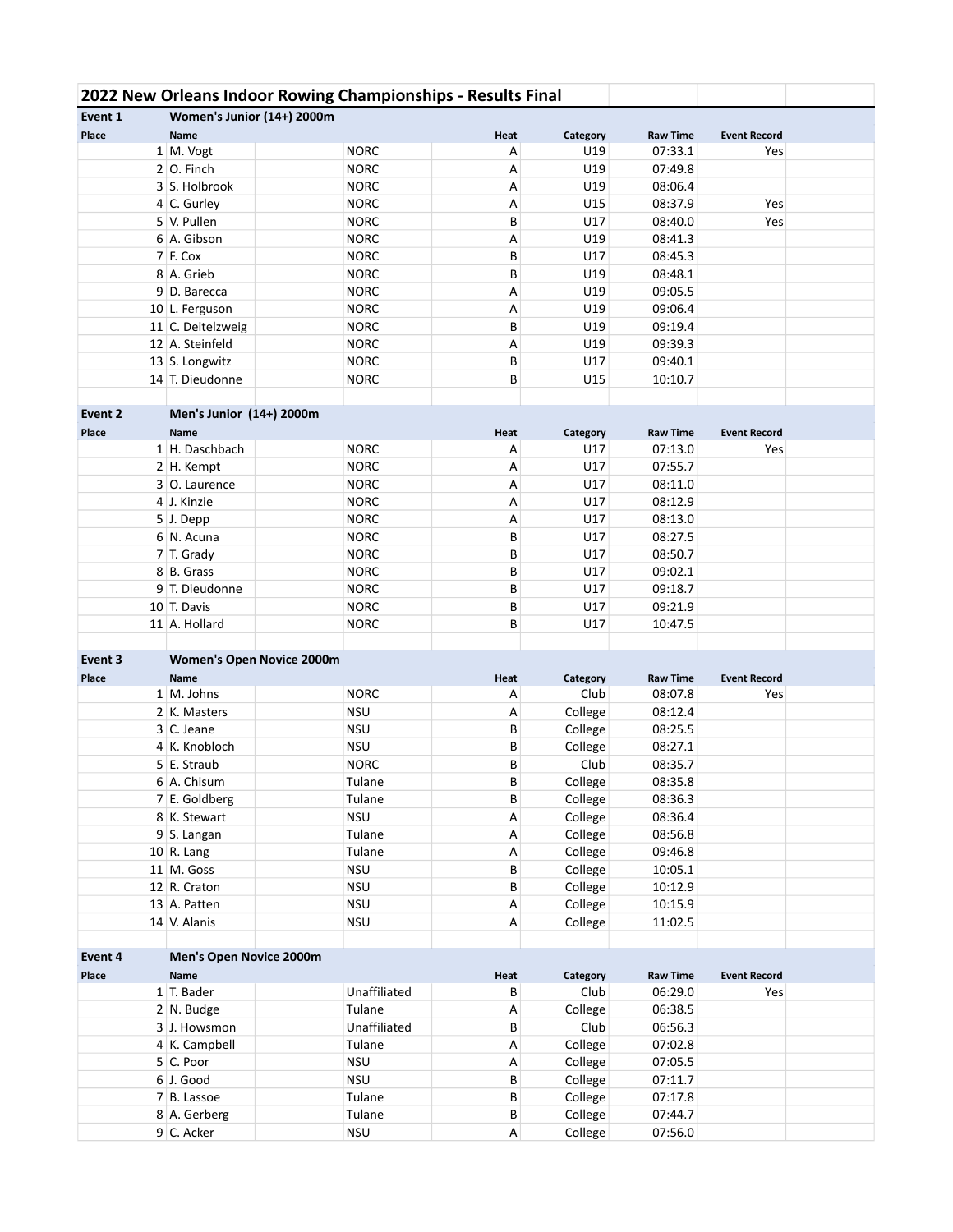# 2022 New Orleans Indoor Rowing Championships - Results Final

## Event 1 — Women's Junior (14+) 2000m

| Place | Name | Club | Heat | Category | Raw Time | Event Record |
|---|---|---|---|---|---|---|
| 1 | M. Vogt | NORC | A | U19 | 07:33.1 | Yes |
| 2 | O. Finch | NORC | A | U19 | 07:49.8 | |
| 3 | S. Holbrook | NORC | A | U19 | 08:06.4 | |
| 4 | C. Gurley | NORC | A | U15 | 08:37.9 | Yes |
| 5 | V. Pullen | NORC | B | U17 | 08:40.0 | Yes |
| 6 | A. Gibson | NORC | A | U19 | 08:41.3 | |
| 7 | F. Cox | NORC | B | U17 | 08:45.3 | |
| 8 | A. Grieb | NORC | B | U19 | 08:48.1 | |
| 9 | D. Barecca | NORC | A | U19 | 09:05.5 | |
| 10 | L. Ferguson | NORC | A | U19 | 09:06.4 | |
| 11 | C. Deitelzweig | NORC | B | U19 | 09:19.4 | |
| 12 | A. Steinfeld | NORC | A | U19 | 09:39.3 | |
| 13 | S. Longwitz | NORC | B | U17 | 09:40.1 | |
| 14 | T. Dieudonne | NORC | B | U15 | 10:10.7 | |

## Event 2 — Men's Junior (14+) 2000m

| Place | Name | Club | Heat | Category | Raw Time | Event Record |
|---|---|---|---|---|---|---|
| 1 | H. Daschbach | NORC | A | U17 | 07:13.0 | Yes |
| 2 | H. Kempt | NORC | A | U17 | 07:55.7 | |
| 3 | O. Laurence | NORC | A | U17 | 08:11.0 | |
| 4 | J. Kinzie | NORC | A | U17 | 08:12.9 | |
| 5 | J. Depp | NORC | A | U17 | 08:13.0 | |
| 6 | N. Acuna | NORC | B | U17 | 08:27.5 | |
| 7 | T. Grady | NORC | B | U17 | 08:50.7 | |
| 8 | B. Grass | NORC | B | U17 | 09:02.1 | |
| 9 | T. Dieudonne | NORC | B | U17 | 09:18.7 | |
| 10 | T. Davis | NORC | B | U17 | 09:21.9 | |
| 11 | A. Hollard | NORC | B | U17 | 10:47.5 | |

## Event 3 — Women's Open Novice 2000m

| Place | Name | Club | Heat | Category | Raw Time | Event Record |
|---|---|---|---|---|---|---|
| 1 | M. Johns | NORC | A | Club | 08:07.8 | Yes |
| 2 | K. Masters | NSU | A | College | 08:12.4 | |
| 3 | C. Jeane | NSU | B | College | 08:25.5 | |
| 4 | K. Knobloch | NSU | B | College | 08:27.1 | |
| 5 | E. Straub | NORC | B | Club | 08:35.7 | |
| 6 | A. Chisum | Tulane | B | College | 08:35.8 | |
| 7 | E. Goldberg | Tulane | B | College | 08:36.3 | |
| 8 | K. Stewart | NSU | A | College | 08:36.4 | |
| 9 | S. Langan | Tulane | A | College | 08:56.8 | |
| 10 | R. Lang | Tulane | A | College | 09:46.8 | |
| 11 | M. Goss | NSU | B | College | 10:05.1 | |
| 12 | R. Craton | NSU | B | College | 10:12.9 | |
| 13 | A. Patten | NSU | A | College | 10:15.9 | |
| 14 | V. Alanis | NSU | A | College | 11:02.5 | |

## Event 4 — Men's Open Novice 2000m

| Place | Name | Club | Heat | Category | Raw Time | Event Record |
|---|---|---|---|---|---|---|
| 1 | T. Bader | Unaffiliated | B | Club | 06:29.0 | Yes |
| 2 | N. Budge | Tulane | A | College | 06:38.5 | |
| 3 | J. Howsmon | Unaffiliated | B | Club | 06:56.3 | |
| 4 | K. Campbell | Tulane | A | College | 07:02.8 | |
| 5 | C. Poor | NSU | A | College | 07:05.5 | |
| 6 | J. Good | NSU | B | College | 07:11.7 | |
| 7 | B. Lassoe | Tulane | B | College | 07:17.8 | |
| 8 | A. Gerberg | Tulane | B | College | 07:44.7 | |
| 9 | C. Acker | NSU | A | College | 07:56.0 | |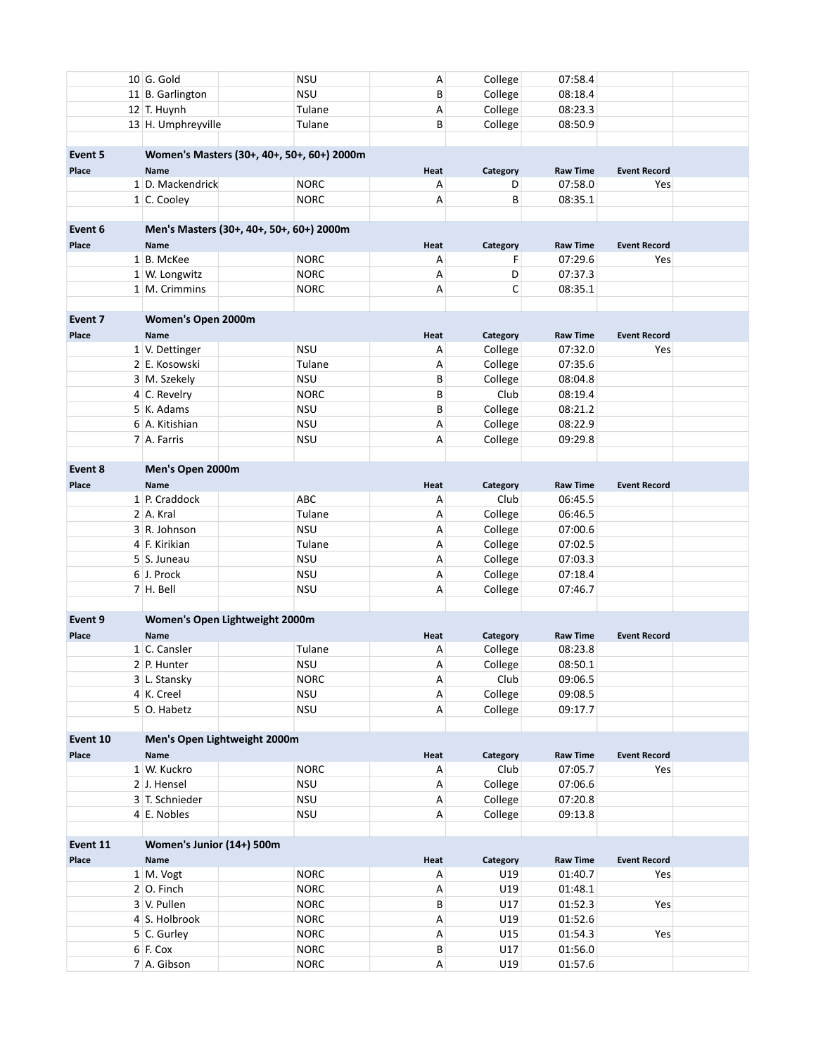| Place | Name | | Heat | Category | Raw Time | Event Record |
|---|---|---|---|---|---|---|
| 10 | G. Gold | NSU | A | College | 07:58.4 | |
| 11 | B. Garlington | NSU | B | College | 08:18.4 | |
| 12 | T. Huynh | Tulane | A | College | 08:23.3 | |
| 13 | H. Umphreyville | Tulane | B | College | 08:50.9 | |

**Event 5** — **Women's Masters (30+, 40+, 50+, 60+) 2000m**

| Place | Name | | Heat | Category | Raw Time | Event Record |
|---|---|---|---|---|---|---|
| 1 | D. Mackendrick | NORC | A | D | 07:58.0 | Yes |
| 1 | C. Cooley | NORC | A | B | 08:35.1 | |

**Event 6** — **Men's Masters (30+, 40+, 50+, 60+) 2000m**

| Place | Name | | Heat | Category | Raw Time | Event Record |
|---|---|---|---|---|---|---|
| 1 | B. McKee | NORC | A | F | 07:29.6 | Yes |
| 1 | W. Longwitz | NORC | A | D | 07:37.3 | |
| 1 | M. Crimmins | NORC | A | C | 08:35.1 | |

**Event 7** — **Women's Open 2000m**

| Place | Name | | Heat | Category | Raw Time | Event Record |
|---|---|---|---|---|---|---|
| 1 | V. Dettinger | NSU | A | College | 07:32.0 | Yes |
| 2 | E. Kosowski | Tulane | A | College | 07:35.6 | |
| 3 | M. Szekely | NSU | B | College | 08:04.8 | |
| 4 | C. Revelry | NORC | B | Club | 08:19.4 | |
| 5 | K. Adams | NSU | B | College | 08:21.2 | |
| 6 | A. Kitishian | NSU | A | College | 08:22.9 | |
| 7 | A. Farris | NSU | A | College | 09:29.8 | |

**Event 8** — **Men's Open 2000m**

| Place | Name | | Heat | Category | Raw Time | Event Record |
|---|---|---|---|---|---|---|
| 1 | P. Craddock | ABC | A | Club | 06:45.5 | |
| 2 | A. Kral | Tulane | A | College | 06:46.5 | |
| 3 | R. Johnson | NSU | A | College | 07:00.6 | |
| 4 | F. Kirikian | Tulane | A | College | 07:02.5 | |
| 5 | S. Juneau | NSU | A | College | 07:03.3 | |
| 6 | J. Prock | NSU | A | College | 07:18.4 | |
| 7 | H. Bell | NSU | A | College | 07:46.7 | |

**Event 9** — **Women's Open Lightweight 2000m**

| Place | Name | | Heat | Category | Raw Time | Event Record |
|---|---|---|---|---|---|---|
| 1 | C. Cansler | Tulane | A | College | 08:23.8 | |
| 2 | P. Hunter | NSU | A | College | 08:50.1 | |
| 3 | L. Stansky | NORC | A | Club | 09:06.5 | |
| 4 | K. Creel | NSU | A | College | 09:08.5 | |
| 5 | O. Habetz | NSU | A | College | 09:17.7 | |

**Event 10** — **Men's Open Lightweight 2000m**

| Place | Name | | Heat | Category | Raw Time | Event Record |
|---|---|---|---|---|---|---|
| 1 | W. Kuckro | NORC | A | Club | 07:05.7 | Yes |
| 2 | J. Hensel | NSU | A | College | 07:06.6 | |
| 3 | T. Schnieder | NSU | A | College | 07:20.8 | |
| 4 | E. Nobles | NSU | A | College | 09:13.8 | |

**Event 11** — **Women's Junior (14+) 500m**

| Place | Name | | Heat | Category | Raw Time | Event Record |
|---|---|---|---|---|---|---|
| 1 | M. Vogt | NORC | A | U19 | 01:40.7 | Yes |
| 2 | O. Finch | NORC | A | U19 | 01:48.1 | |
| 3 | V. Pullen | NORC | B | U17 | 01:52.3 | Yes |
| 4 | S. Holbrook | NORC | A | U19 | 01:52.6 | |
| 5 | C. Gurley | NORC | A | U15 | 01:54.3 | Yes |
| 6 | F. Cox | NORC | B | U17 | 01:56.0 | |
| 7 | A. Gibson | NORC | A | U19 | 01:57.6 | |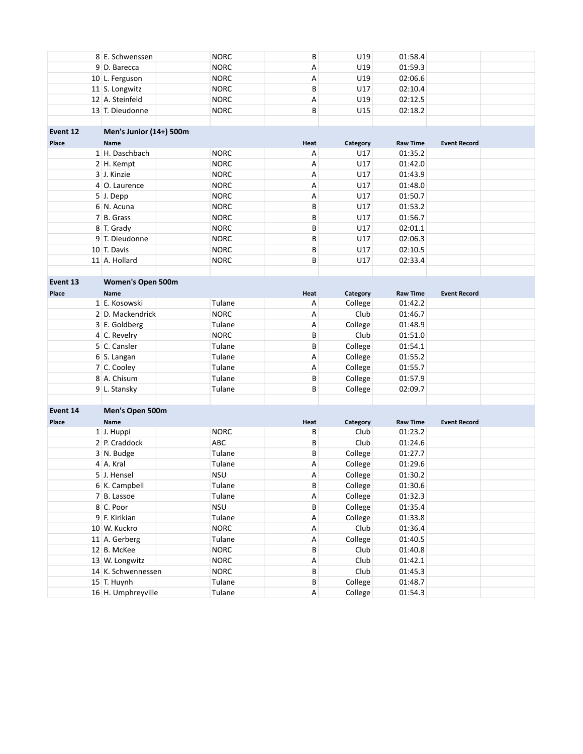| Place | Name | Club | Heat | Category | Raw Time | Event Record |
|---|---|---|---|---|---|---|
| 8 | E. Schwenssen | NORC | B | U19 | 01:58.4 | |
| 9 | D. Barecca | NORC | A | U19 | 01:59.3 | |
| 10 | L. Ferguson | NORC | A | U19 | 02:06.6 | |
| 11 | S. Longwitz | NORC | B | U17 | 02:10.4 | |
| 12 | A. Steinfeld | NORC | A | U19 | 02:12.5 | |
| 13 | T. Dieudonne | NORC | B | U15 | 02:18.2 | |

## Event 12 — Men's Junior (14+) 500m

| Place | Name | Club | Heat | Category | Raw Time | Event Record |
|---|---|---|---|---|---|---|
| 1 | H. Daschbach | NORC | A | U17 | 01:35.2 | |
| 2 | H. Kempt | NORC | A | U17 | 01:42.0 | |
| 3 | J. Kinzie | NORC | A | U17 | 01:43.9 | |
| 4 | O. Laurence | NORC | A | U17 | 01:48.0 | |
| 5 | J. Depp | NORC | A | U17 | 01:50.7 | |
| 6 | N. Acuna | NORC | B | U17 | 01:53.2 | |
| 7 | B. Grass | NORC | B | U17 | 01:56.7 | |
| 8 | T. Grady | NORC | B | U17 | 02:01.1 | |
| 9 | T. Dieudonne | NORC | B | U17 | 02:06.3 | |
| 10 | T. Davis | NORC | B | U17 | 02:10.5 | |
| 11 | A. Hollard | NORC | B | U17 | 02:33.4 | |

## Event 13 — Women's Open 500m

| Place | Name | Club | Heat | Category | Raw Time | Event Record |
|---|---|---|---|---|---|---|
| 1 | E. Kosowski | Tulane | A | College | 01:42.2 | |
| 2 | D. Mackendrick | NORC | A | Club | 01:46.7 | |
| 3 | E. Goldberg | Tulane | A | College | 01:48.9 | |
| 4 | C. Revelry | NORC | B | Club | 01:51.0 | |
| 5 | C. Cansler | Tulane | B | College | 01:54.1 | |
| 6 | S. Langan | Tulane | A | College | 01:55.2 | |
| 7 | C. Cooley | Tulane | A | College | 01:55.7 | |
| 8 | A. Chisum | Tulane | B | College | 01:57.9 | |
| 9 | L. Stansky | Tulane | B | College | 02:09.7 | |

## Event 14 — Men's Open 500m

| Place | Name | Club | Heat | Category | Raw Time | Event Record |
|---|---|---|---|---|---|---|
| 1 | J. Huppi | NORC | B | Club | 01:23.2 | |
| 2 | P. Craddock | ABC | B | Club | 01:24.6 | |
| 3 | N. Budge | Tulane | B | College | 01:27.7 | |
| 4 | A. Kral | Tulane | A | College | 01:29.6 | |
| 5 | J. Hensel | NSU | A | College | 01:30.2 | |
| 6 | K. Campbell | Tulane | B | College | 01:30.6 | |
| 7 | B. Lassoe | Tulane | A | College | 01:32.3 | |
| 8 | C. Poor | NSU | B | College | 01:35.4 | |
| 9 | F. Kirikian | Tulane | A | College | 01:33.8 | |
| 10 | W. Kuckro | NORC | A | Club | 01:36.4 | |
| 11 | A. Gerberg | Tulane | A | College | 01:40.5 | |
| 12 | B. McKee | NORC | B | Club | 01:40.8 | |
| 13 | W. Longwitz | NORC | A | Club | 01:42.1 | |
| 14 | K. Schwennessen | NORC | B | Club | 01:45.3 | |
| 15 | T. Huynh | Tulane | B | College | 01:48.7 | |
| 16 | H. Umphreyville | Tulane | A | College | 01:54.3 | |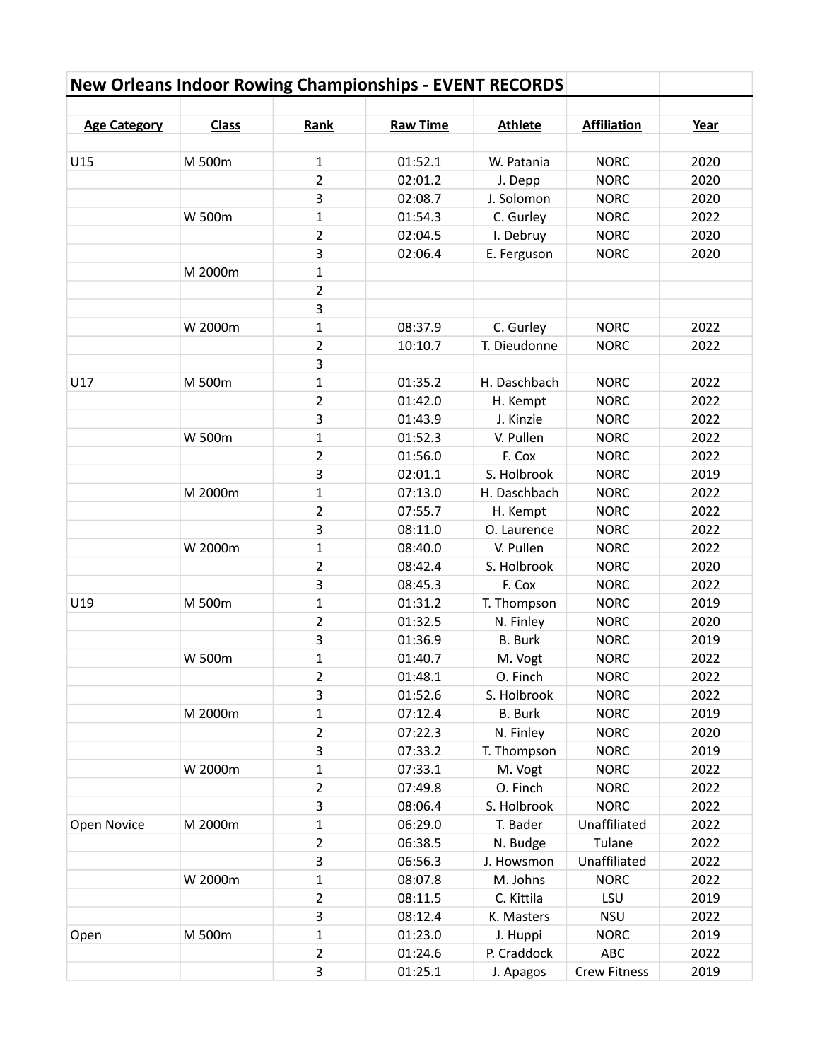## New Orleans Indoor Rowing Championships - EVENT RECORDS

| Age Category | Class | Rank | Raw Time | Athlete | Affiliation | Year |
|---|---|---|---|---|---|---|
| U15 | M 500m | 1 | 01:52.1 | W. Patania | NORC | 2020 |
| | | 2 | 02:01.2 | J. Depp | NORC | 2020 |
| | | 3 | 02:08.7 | J. Solomon | NORC | 2020 |
| | W 500m | 1 | 01:54.3 | C. Gurley | NORC | 2022 |
| | | 2 | 02:04.5 | I. Debruy | NORC | 2020 |
| | | 3 | 02:06.4 | E. Ferguson | NORC | 2020 |
| | M 2000m | 1 | | | | |
| | | 2 | | | | |
| | | 3 | | | | |
| | W 2000m | 1 | 08:37.9 | C. Gurley | NORC | 2022 |
| | | 2 | 10:10.7 | T. Dieudonne | NORC | 2022 |
| | | 3 | | | | |
| U17 | M 500m | 1 | 01:35.2 | H. Daschbach | NORC | 2022 |
| | | 2 | 01:42.0 | H. Kempt | NORC | 2022 |
| | | 3 | 01:43.9 | J. Kinzie | NORC | 2022 |
| | W 500m | 1 | 01:52.3 | V. Pullen | NORC | 2022 |
| | | 2 | 01:56.0 | F. Cox | NORC | 2022 |
| | | 3 | 02:01.1 | S. Holbrook | NORC | 2019 |
| | M 2000m | 1 | 07:13.0 | H. Daschbach | NORC | 2022 |
| | | 2 | 07:55.7 | H. Kempt | NORC | 2022 |
| | | 3 | 08:11.0 | O. Laurence | NORC | 2022 |
| | W 2000m | 1 | 08:40.0 | V. Pullen | NORC | 2022 |
| | | 2 | 08:42.4 | S. Holbrook | NORC | 2020 |
| | | 3 | 08:45.3 | F. Cox | NORC | 2022 |
| U19 | M 500m | 1 | 01:31.2 | T. Thompson | NORC | 2019 |
| | | 2 | 01:32.5 | N. Finley | NORC | 2020 |
| | | 3 | 01:36.9 | B. Burk | NORC | 2019 |
| | W 500m | 1 | 01:40.7 | M. Vogt | NORC | 2022 |
| | | 2 | 01:48.1 | O. Finch | NORC | 2022 |
| | | 3 | 01:52.6 | S. Holbrook | NORC | 2022 |
| | M 2000m | 1 | 07:12.4 | B. Burk | NORC | 2019 |
| | | 2 | 07:22.3 | N. Finley | NORC | 2020 |
| | | 3 | 07:33.2 | T. Thompson | NORC | 2019 |
| | W 2000m | 1 | 07:33.1 | M. Vogt | NORC | 2022 |
| | | 2 | 07:49.8 | O. Finch | NORC | 2022 |
| | | 3 | 08:06.4 | S. Holbrook | NORC | 2022 |
| Open Novice | M 2000m | 1 | 06:29.0 | T. Bader | Unaffiliated | 2022 |
| | | 2 | 06:38.5 | N. Budge | Tulane | 2022 |
| | | 3 | 06:56.3 | J. Howsmon | Unaffiliated | 2022 |
| | W 2000m | 1 | 08:07.8 | M. Johns | NORC | 2022 |
| | | 2 | 08:11.5 | C. Kittila | LSU | 2019 |
| | | 3 | 08:12.4 | K. Masters | NSU | 2022 |
| Open | M 500m | 1 | 01:23.0 | J. Huppi | NORC | 2019 |
| | | 2 | 01:24.6 | P. Craddock | ABC | 2022 |
| | | 3 | 01:25.1 | J. Apagos | Crew Fitness | 2019 |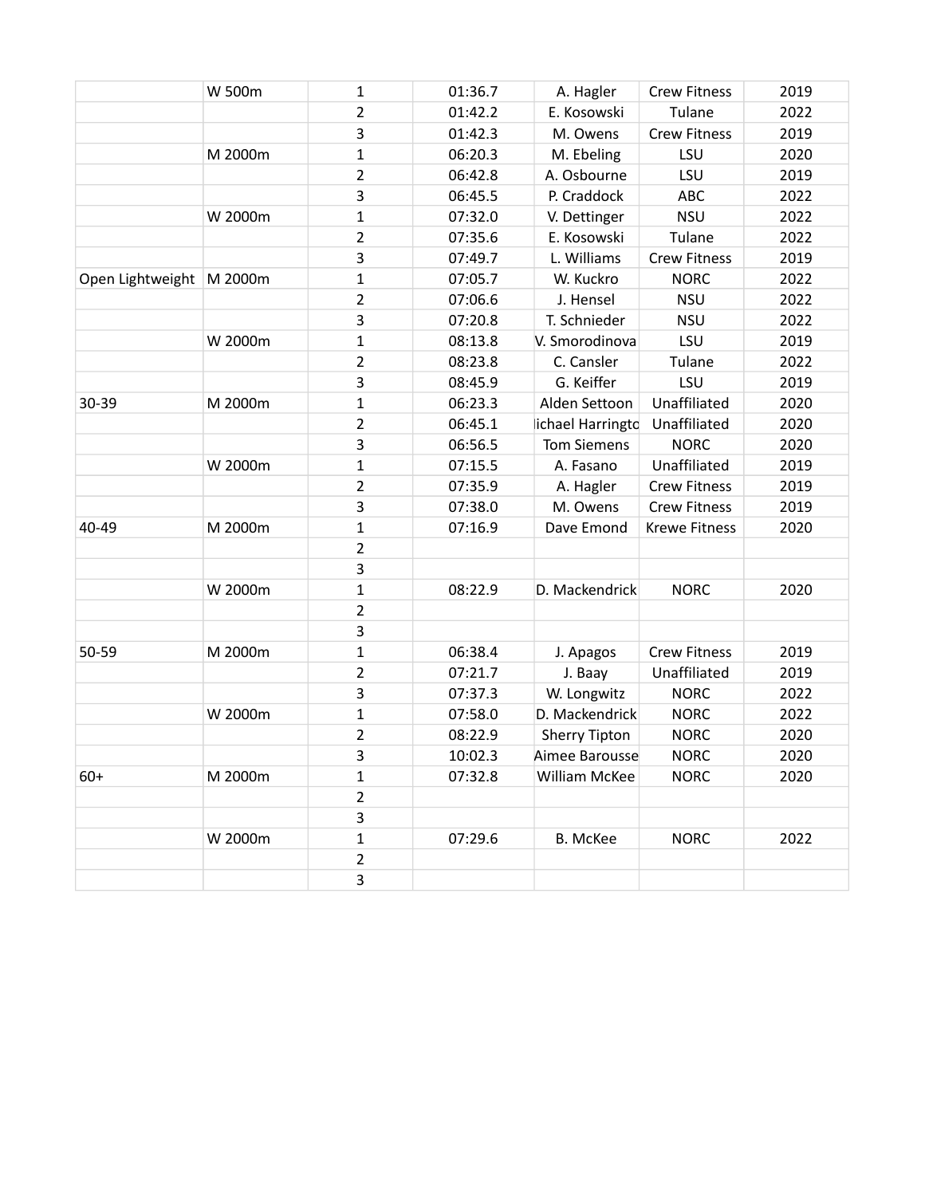| | | | | | | |
|---|---|---|---|---|---|---|
| | W 500m | 1 | 01:36.7 | A. Hagler | Crew Fitness | 2019 |
| | | 2 | 01:42.2 | E. Kosowski | Tulane | 2022 |
| | | 3 | 01:42.3 | M. Owens | Crew Fitness | 2019 |
| | M 2000m | 1 | 06:20.3 | M. Ebeling | LSU | 2020 |
| | | 2 | 06:42.8 | A. Osbourne | LSU | 2019 |
| | | 3 | 06:45.5 | P. Craddock | ABC | 2022 |
| | W 2000m | 1 | 07:32.0 | V. Dettinger | NSU | 2022 |
| | | 2 | 07:35.6 | E. Kosowski | Tulane | 2022 |
| | | 3 | 07:49.7 | L. Williams | Crew Fitness | 2019 |
| Open Lightweight | M 2000m | 1 | 07:05.7 | W. Kuckro | NORC | 2022 |
| | | 2 | 07:06.6 | J. Hensel | NSU | 2022 |
| | | 3 | 07:20.8 | T. Schnieder | NSU | 2022 |
| | W 2000m | 1 | 08:13.8 | V. Smorodinova | LSU | 2019 |
| | | 2 | 08:23.8 | C. Cansler | Tulane | 2022 |
| | | 3 | 08:45.9 | G. Keiffer | LSU | 2019 |
| 30-39 | M 2000m | 1 | 06:23.3 | Alden Settoon | Unaffiliated | 2020 |
| | | 2 | 06:45.1 | lichael Harringto | Unaffiliated | 2020 |
| | | 3 | 06:56.5 | Tom Siemens | NORC | 2020 |
| | W 2000m | 1 | 07:15.5 | A. Fasano | Unaffiliated | 2019 |
| | | 2 | 07:35.9 | A. Hagler | Crew Fitness | 2019 |
| | | 3 | 07:38.0 | M. Owens | Crew Fitness | 2019 |
| 40-49 | M 2000m | 1 | 07:16.9 | Dave Emond | Krewe Fitness | 2020 |
| | | 2 | | | | |
| | | 3 | | | | |
| | W 2000m | 1 | 08:22.9 | D. Mackendrick | NORC | 2020 |
| | | 2 | | | | |
| | | 3 | | | | |
| 50-59 | M 2000m | 1 | 06:38.4 | J. Apagos | Crew Fitness | 2019 |
| | | 2 | 07:21.7 | J. Baay | Unaffiliated | 2019 |
| | | 3 | 07:37.3 | W. Longwitz | NORC | 2022 |
| | W 2000m | 1 | 07:58.0 | D. Mackendrick | NORC | 2022 |
| | | 2 | 08:22.9 | Sherry Tipton | NORC | 2020 |
| | | 3 | 10:02.3 | Aimee Barousse | NORC | 2020 |
| 60+ | M 2000m | 1 | 07:32.8 | William McKee | NORC | 2020 |
| | | 2 | | | | |
| | | 3 | | | | |
| | W 2000m | 1 | 07:29.6 | B. McKee | NORC | 2022 |
| | | 2 | | | | |
| | | 3 | | | | |